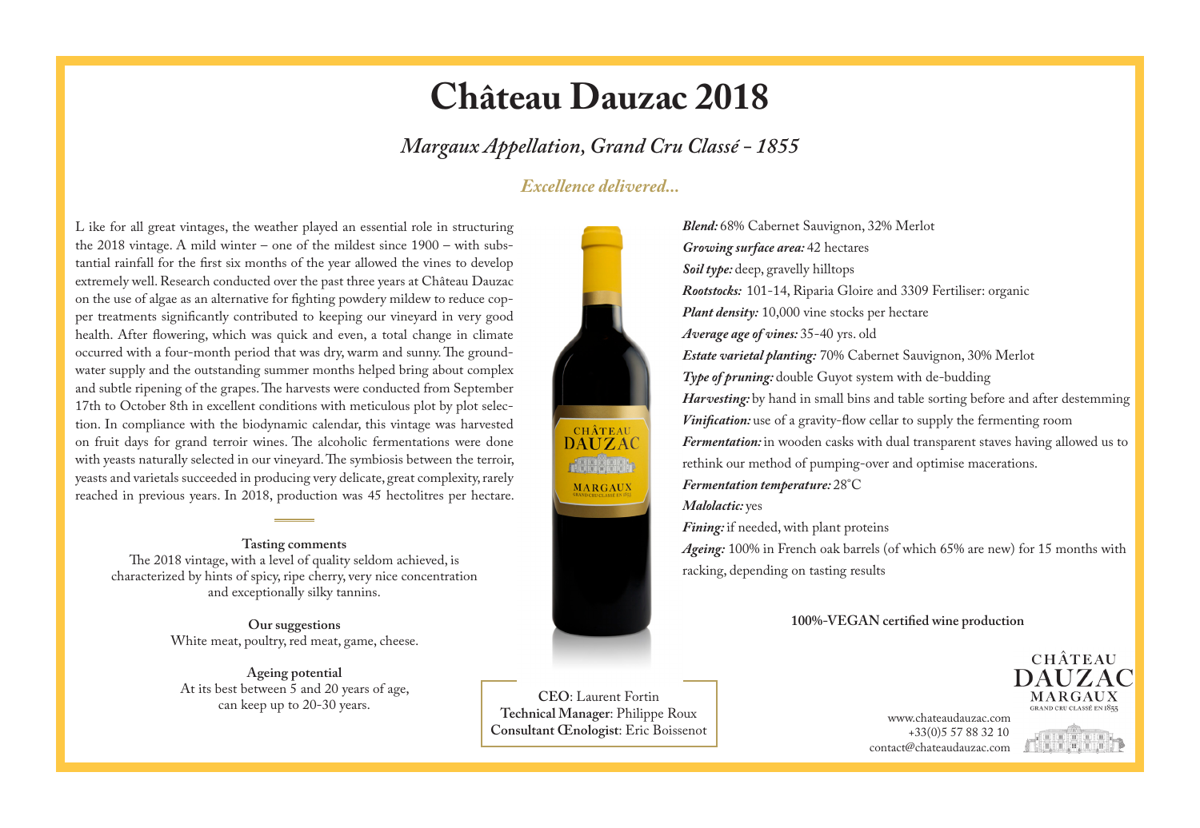# Château Dauzac 2018

## *Margaux Appellation, Grand Cru Classé - 1855*

### *Excellence delivered...*

Like for all great vintages, the weather played an essential role in structuring the 2018 vintage. A mild winter – one of the mildest since 1900 – with substantial rainfall for the first six months of the year allowed the vines to develop extremely well. Research conducted over the past three years at Château Dauzac on the use of algae as an alternative for fighting powdery mildew to reduce copper treatments significantly contributed to keeping our vineyard in very good health. After flowering, which was quick and even, a total change in climate occurred with a four-month period that was dry, warm and sunny. The groundwater supply and the outstanding summer months helped bring about complex and subtle ripening of the grapes. The harvests were conducted from September 17th to October 8th in excellent conditions with meticulous plot by plot selection. In compliance with the biodynamic calendar, this vintage was harvested on fruit days for grand terroir wines. The alcoholic fermentations were done with yeasts naturally selected in our vineyard. The symbiosis between the terroir, yeasts and varietals succeeded in producing very delicate, great complexity, rarely reached in previous years. In 2018, production was 45 hectolitres per hectare.

**Tasting comments**
The 2018 vintage, with a level of quality seldom achieved, is characterized by hints of spicy, ripe cherry, very nice concentration and exceptionally silky tannins.

**Our suggestions**
White meat, poultry, red meat, game, cheese.

**Ageing potential**
At its best between 5 and 20 years of age, can keep up to 20-30 years.

***Blend:*** 68% Cabernet Sauvignon, 32% Merlot
***Growing surface area:*** 42 hectares
***Soil type:*** deep, gravelly hilltops
***Rootstocks:*** 101-14, Riparia Gloire and 3309 Fertiliser: organic
***Plant density:*** 10,000 vine stocks per hectare
***Average age of vines:*** 35-40 yrs. old
***Estate varietal planting:*** 70% Cabernet Sauvignon, 30% Merlot
***Type of pruning:*** double Guyot system with de-budding
***Harvesting:*** by hand in small bins and table sorting before and after destemming
***Vinification:*** use of a gravity-flow cellar to supply the fermenting room
***Fermentation:*** in wooden casks with dual transparent staves having allowed us to rethink our method of pumping-over and optimise macerations.
***Fermentation temperature:*** 28°C
***Malolactic:*** yes
***Fining:*** if needed, with plant proteins
***Ageing:*** 100% in French oak barrels (of which 65% are new) for 15 months with racking, depending on tasting results

**100%-VEGAN certified wine production**

**CEO**: Laurent Fortin
**Technical Manager**: Philippe Roux
**Consultant Œnologist**: Eric Boissenot

CHÂTEAU DAUZAC MARGAUX
GRAND CRU CLASSÉ EN 1855

www.chateaudauzac.com
+33(0)5 57 88 32 10
contact@chateaudauzac.com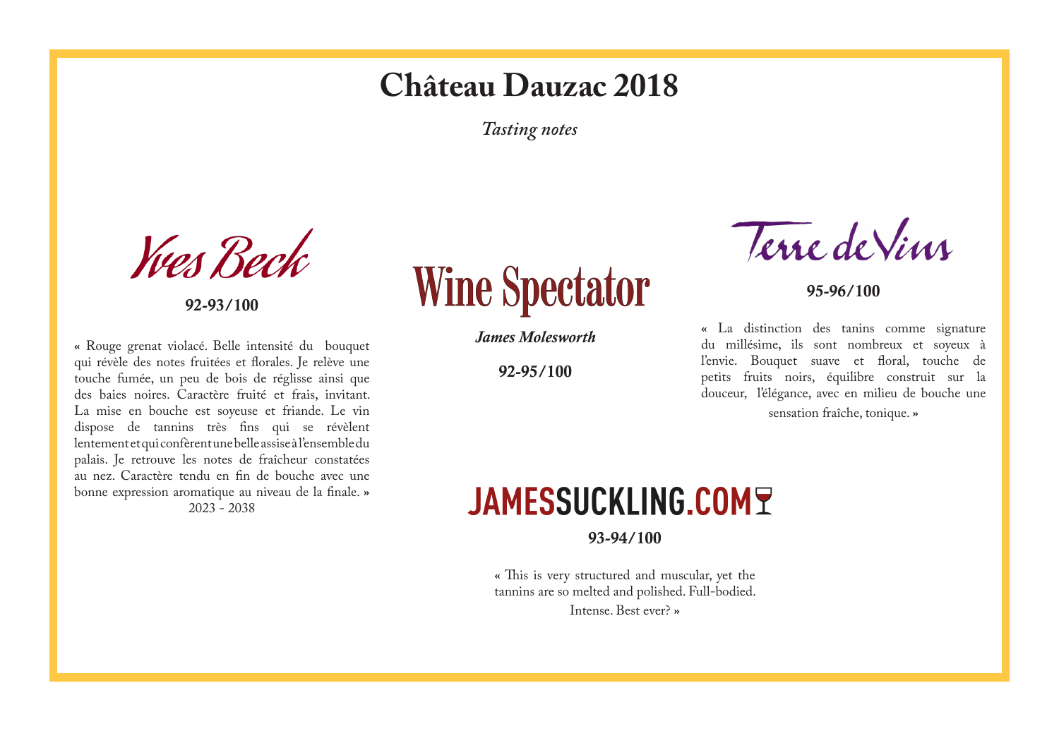# Château Dauzac 2018

*Tasting notes*

## Yves Beck

**92-93/100**

« Rouge grenat violacé. Belle intensité du bouquet qui révèle des notes fruitées et florales. Je relève une touche fumée, un peu de bois de réglisse ainsi que des baies noires. Caractère fruité et frais, invitant. La mise en bouche est soyeuse et friande. Le vin dispose de tannins très fins qui se révèlent lentement et qui confèrent une belle assise à l'ensemble du palais. Je retrouve les notes de fraîcheur constatées au nez. Caractère tendu en fin de bouche avec une bonne expression aromatique au niveau de la finale. »

2023 - 2038

## Wine Spectator

***James Molesworth***

**92-95/100**

## Terre de Vins

**95-96/100**

« La distinction des tanins comme signature du millésime, ils sont nombreux et soyeux à l'envie. Bouquet suave et floral, touche de petits fruits noirs, équilibre construit sur la douceur, l'élégance, avec en milieu de bouche une sensation fraîche, tonique. »

## JAMESSUCKLING.COM

**93-94/100**

« This is very structured and muscular, yet the tannins are so melted and polished. Full-bodied. Intense. Best ever? »